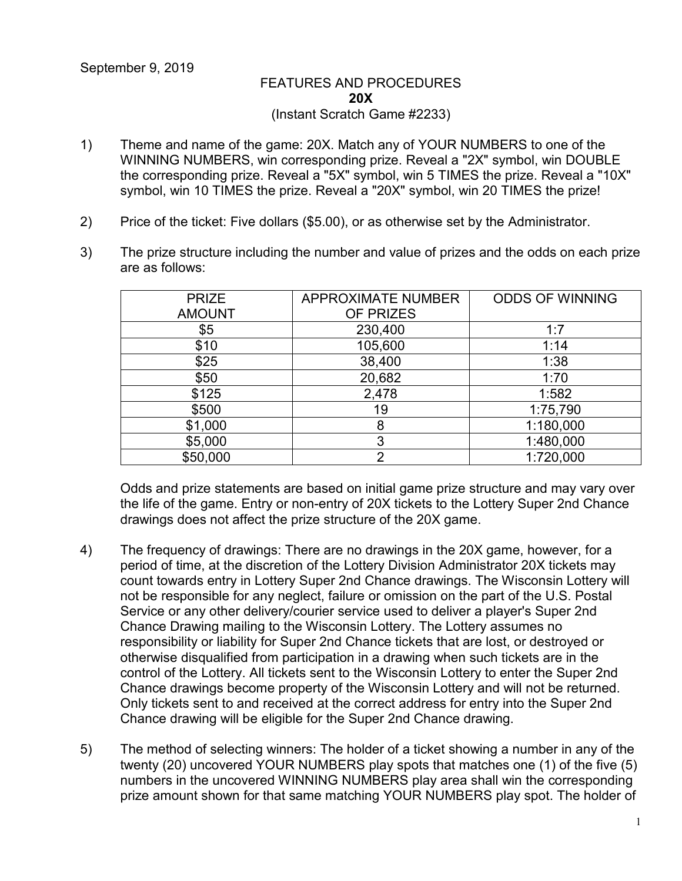September 9, 2019

FEATURES AND PROCEDURES

**20X**

(Instant Scratch Game #2233)

1) Theme and name of the game: 20X. Match any of YOUR NUMBERS to one of the WINNING NUMBERS, win corresponding prize. Reveal a "2X" symbol, win DOUBLE the corresponding prize. Reveal a "5X" symbol, win 5 TIMES the prize. Reveal a "10X" symbol, win 10 TIMES the prize. Reveal a "20X" symbol, win 20 TIMES the prize!

2) Price of the ticket: Five dollars ($5.00), or as otherwise set by the Administrator.

3) The prize structure including the number and value of prizes and the odds on each prize are as follows:

| PRIZE AMOUNT | APPROXIMATE NUMBER OF PRIZES | ODDS OF WINNING |
|---|---|---|
| $5 | 230,400 | 1:7 |
| $10 | 105,600 | 1:14 |
| $25 | 38,400 | 1:38 |
| $50 | 20,682 | 1:70 |
| $125 | 2,478 | 1:582 |
| $500 | 19 | 1:75,790 |
| $1,000 | 8 | 1:180,000 |
| $5,000 | 3 | 1:480,000 |
| $50,000 | 2 | 1:720,000 |

Odds and prize statements are based on initial game prize structure and may vary over the life of the game. Entry or non-entry of 20X tickets to the Lottery Super 2nd Chance drawings does not affect the prize structure of the 20X game.

4) The frequency of drawings: There are no drawings in the 20X game, however, for a period of time, at the discretion of the Lottery Division Administrator 20X tickets may count towards entry in Lottery Super 2nd Chance drawings. The Wisconsin Lottery will not be responsible for any neglect, failure or omission on the part of the U.S. Postal Service or any other delivery/courier service used to deliver a player's Super 2nd Chance Drawing mailing to the Wisconsin Lottery. The Lottery assumes no responsibility or liability for Super 2nd Chance tickets that are lost, or destroyed or otherwise disqualified from participation in a drawing when such tickets are in the control of the Lottery. All tickets sent to the Wisconsin Lottery to enter the Super 2nd Chance drawings become property of the Wisconsin Lottery and will not be returned. Only tickets sent to and received at the correct address for entry into the Super 2nd Chance drawing will be eligible for the Super 2nd Chance drawing.

5) The method of selecting winners: The holder of a ticket showing a number in any of the twenty (20) uncovered YOUR NUMBERS play spots that matches one (1) of the five (5) numbers in the uncovered WINNING NUMBERS play area shall win the corresponding prize amount shown for that same matching YOUR NUMBERS play spot. The holder of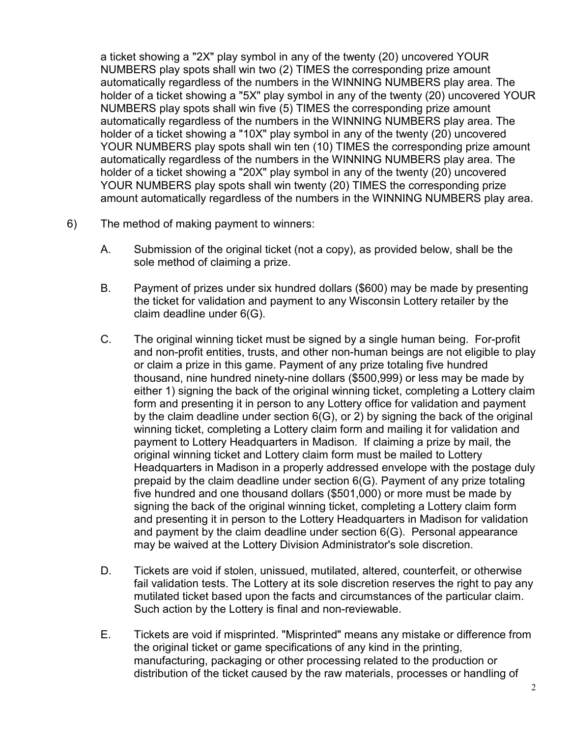a ticket showing a "2X" play symbol in any of the twenty (20) uncovered YOUR NUMBERS play spots shall win two (2) TIMES the corresponding prize amount automatically regardless of the numbers in the WINNING NUMBERS play area. The holder of a ticket showing a "5X" play symbol in any of the twenty (20) uncovered YOUR NUMBERS play spots shall win five (5) TIMES the corresponding prize amount automatically regardless of the numbers in the WINNING NUMBERS play area. The holder of a ticket showing a "10X" play symbol in any of the twenty (20) uncovered YOUR NUMBERS play spots shall win ten (10) TIMES the corresponding prize amount automatically regardless of the numbers in the WINNING NUMBERS play area. The holder of a ticket showing a "20X" play symbol in any of the twenty (20) uncovered YOUR NUMBERS play spots shall win twenty (20) TIMES the corresponding prize amount automatically regardless of the numbers in the WINNING NUMBERS play area.

6) The method of making payment to winners:

A. Submission of the original ticket (not a copy), as provided below, shall be the sole method of claiming a prize.

B. Payment of prizes under six hundred dollars ($600) may be made by presenting the ticket for validation and payment to any Wisconsin Lottery retailer by the claim deadline under 6(G).

C. The original winning ticket must be signed by a single human being. For-profit and non-profit entities, trusts, and other non-human beings are not eligible to play or claim a prize in this game. Payment of any prize totaling five hundred thousand, nine hundred ninety-nine dollars ($500,999) or less may be made by either 1) signing the back of the original winning ticket, completing a Lottery claim form and presenting it in person to any Lottery office for validation and payment by the claim deadline under section 6(G), or 2) by signing the back of the original winning ticket, completing a Lottery claim form and mailing it for validation and payment to Lottery Headquarters in Madison. If claiming a prize by mail, the original winning ticket and Lottery claim form must be mailed to Lottery Headquarters in Madison in a properly addressed envelope with the postage duly prepaid by the claim deadline under section 6(G). Payment of any prize totaling five hundred and one thousand dollars ($501,000) or more must be made by signing the back of the original winning ticket, completing a Lottery claim form and presenting it in person to the Lottery Headquarters in Madison for validation and payment by the claim deadline under section 6(G). Personal appearance may be waived at the Lottery Division Administrator's sole discretion.

D. Tickets are void if stolen, unissued, mutilated, altered, counterfeit, or otherwise fail validation tests. The Lottery at its sole discretion reserves the right to pay any mutilated ticket based upon the facts and circumstances of the particular claim. Such action by the Lottery is final and non-reviewable.

E. Tickets are void if misprinted. "Misprinted" means any mistake or difference from the original ticket or game specifications of any kind in the printing, manufacturing, packaging or other processing related to the production or distribution of the ticket caused by the raw materials, processes or handling of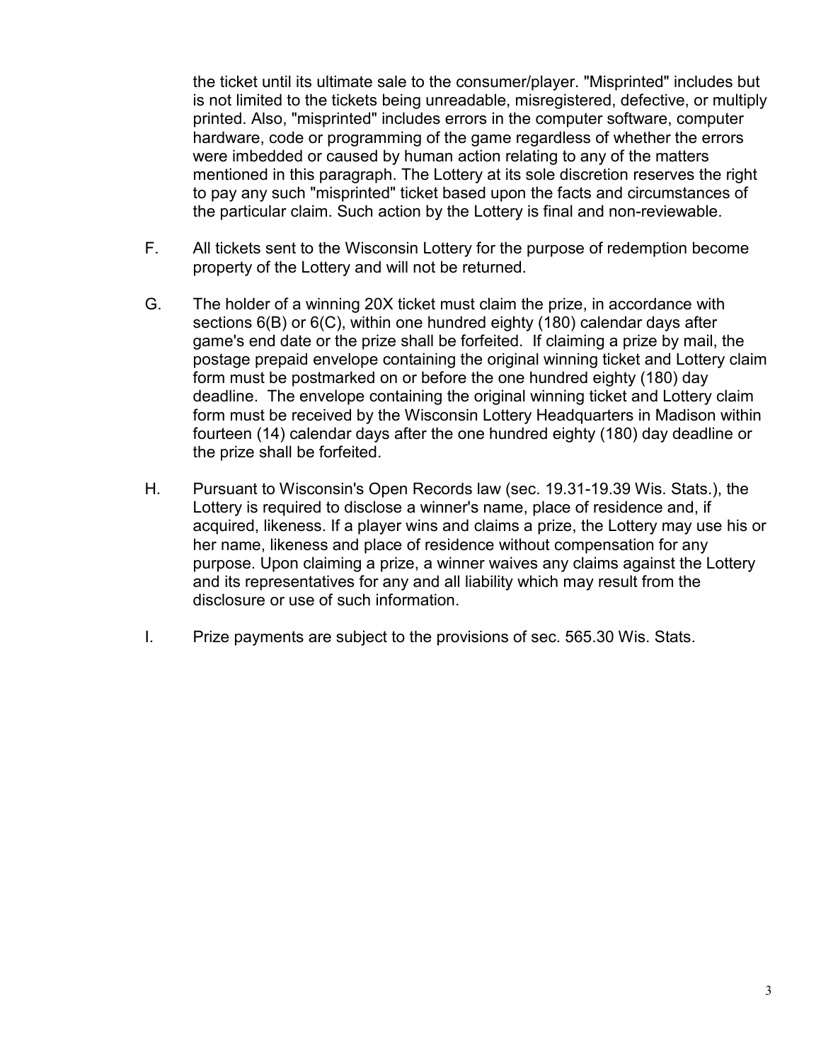the ticket until its ultimate sale to the consumer/player. "Misprinted" includes but is not limited to the tickets being unreadable, misregistered, defective, or multiply printed. Also, "misprinted" includes errors in the computer software, computer hardware, code or programming of the game regardless of whether the errors were imbedded or caused by human action relating to any of the matters mentioned in this paragraph. The Lottery at its sole discretion reserves the right to pay any such "misprinted" ticket based upon the facts and circumstances of the particular claim. Such action by the Lottery is final and non-reviewable.

F. All tickets sent to the Wisconsin Lottery for the purpose of redemption become property of the Lottery and will not be returned.

G. The holder of a winning 20X ticket must claim the prize, in accordance with sections 6(B) or 6(C), within one hundred eighty (180) calendar days after game's end date or the prize shall be forfeited. If claiming a prize by mail, the postage prepaid envelope containing the original winning ticket and Lottery claim form must be postmarked on or before the one hundred eighty (180) day deadline. The envelope containing the original winning ticket and Lottery claim form must be received by the Wisconsin Lottery Headquarters in Madison within fourteen (14) calendar days after the one hundred eighty (180) day deadline or the prize shall be forfeited.

H. Pursuant to Wisconsin's Open Records law (sec. 19.31-19.39 Wis. Stats.), the Lottery is required to disclose a winner's name, place of residence and, if acquired, likeness. If a player wins and claims a prize, the Lottery may use his or her name, likeness and place of residence without compensation for any purpose. Upon claiming a prize, a winner waives any claims against the Lottery and its representatives for any and all liability which may result from the disclosure or use of such information.

I. Prize payments are subject to the provisions of sec. 565.30 Wis. Stats.